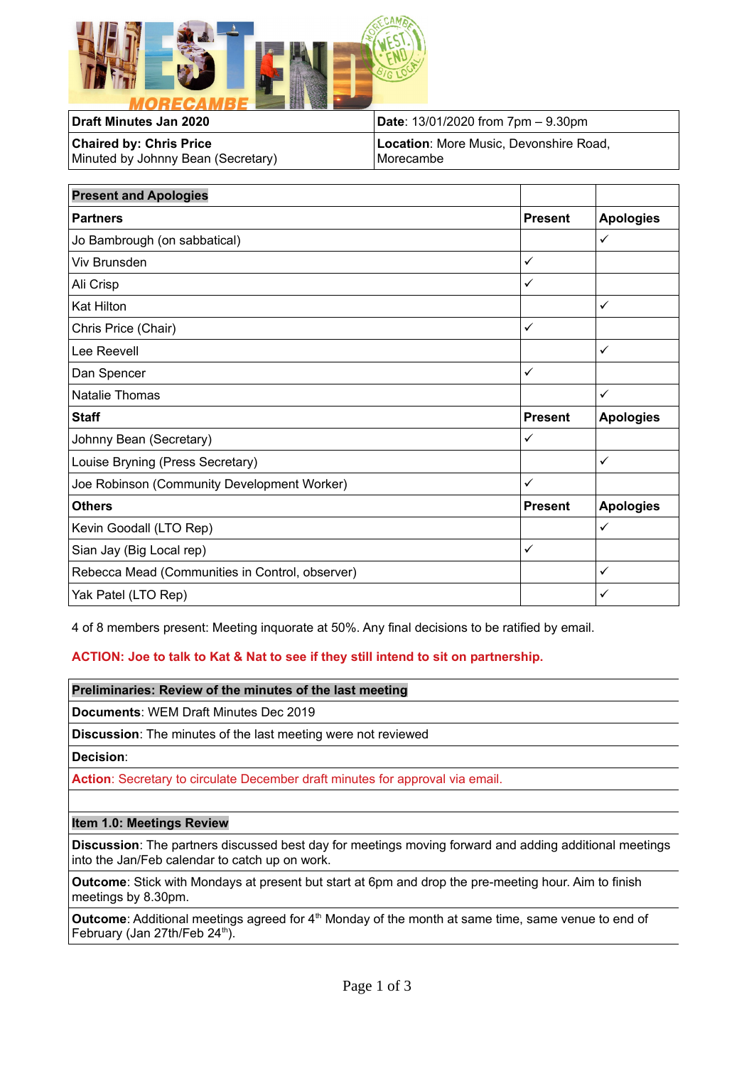| **Draft Minutes Jan 2020** | **Date**: 13/01/2020 from 7pm – 9.30pm |
|---|---|
| **Chaired by: Chris Price**<br>Minuted by Johnny Bean (Secretary) | **Location**: More Music, Devonshire Road, Morecambe |

| **Present and Apologies** | | |
|---|---|---|
| **Partners** | **Present** | **Apologies** |
| Jo Bambrough (on sabbatical) | | ✓ |
| Viv Brunsden | ✓ | |
| Ali Crisp | ✓ | |
| Kat Hilton | | ✓ |
| Chris Price (Chair) | ✓ | |
| Lee Reevell | | ✓ |
| Dan Spencer | ✓ | |
| Natalie Thomas | | ✓ |
| **Staff** | **Present** | **Apologies** |
| Johnny Bean (Secretary) | ✓ | |
| Louise Bryning (Press Secretary) | | ✓ |
| Joe Robinson (Community Development Worker) | ✓ | |
| **Others** | **Present** | **Apologies** |
| Kevin Goodall (LTO Rep) | | ✓ |
| Sian Jay (Big Local rep) | ✓ | |
| Rebecca Mead (Communities in Control, observer) | | ✓ |
| Yak Patel (LTO Rep) | | ✓ |

4 of 8 members present: Meeting inquorate at 50%. Any final decisions to be ratified by email.

**ACTION: Joe to talk to Kat & Nat to see if they still intend to sit on partnership.**

| **Preliminaries: Review of the minutes of the last meeting** |
|---|
| **Documents**: WEM Draft Minutes Dec 2019 |
| **Discussion**: The minutes of the last meeting were not reviewed |
| **Decision**: |
| **Action**: Secretary to circulate December draft minutes for approval via email. |

| **Item 1.0: Meetings Review** |
|---|
| **Discussion**: The partners discussed best day for meetings moving forward and adding additional meetings into the Jan/Feb calendar to catch up on work. |
| **Outcome**: Stick with Mondays at present but start at 6pm and drop the pre-meeting hour. Aim to finish meetings by 8.30pm. |
| **Outcome**: Additional meetings agreed for 4th Monday of the month at same time, same venue to end of February (Jan 27th/Feb 24th). |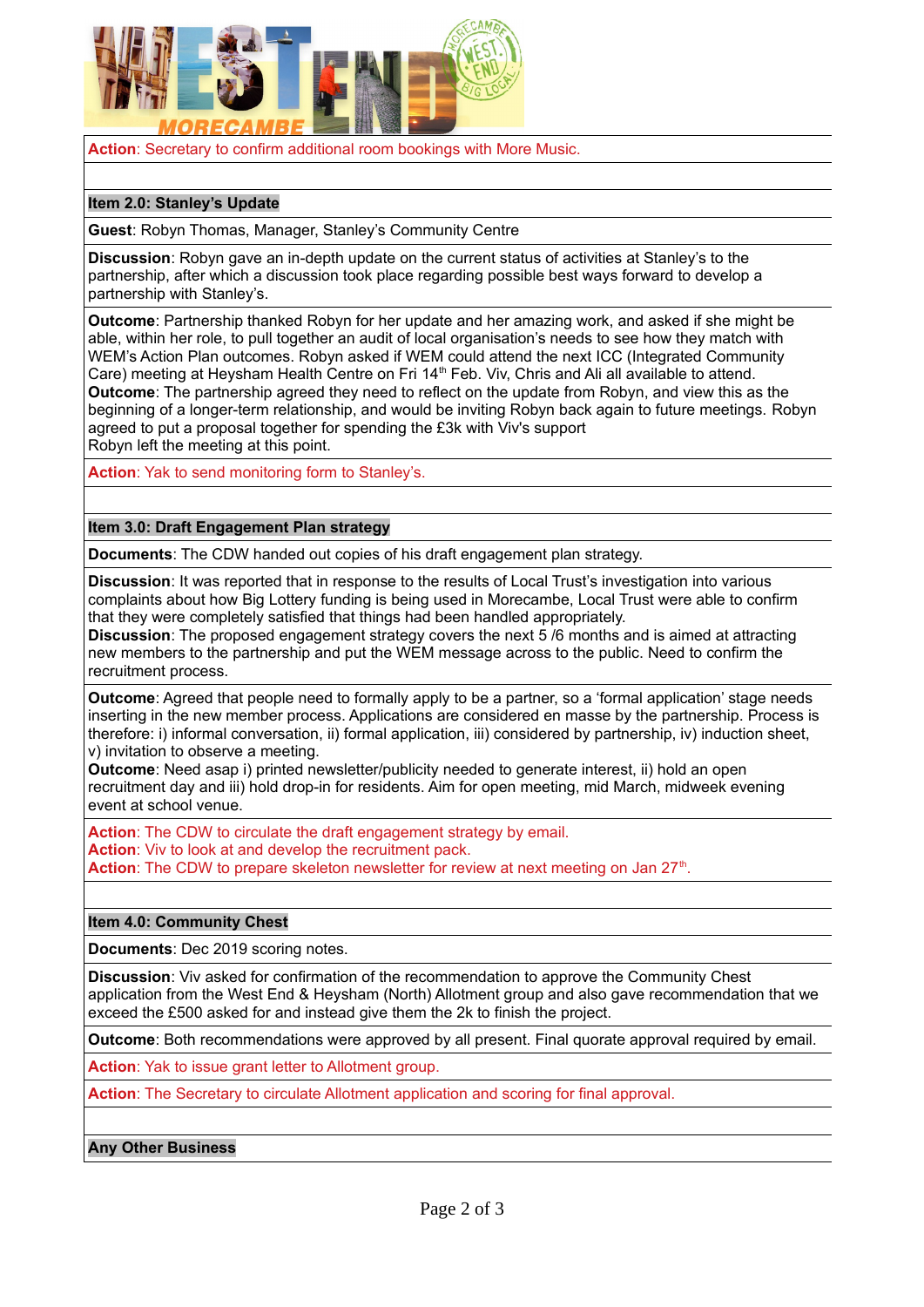**Action**: Secretary to confirm additional room bookings with More Music.

### Item 2.0: Stanley's Update

**Guest**: Robyn Thomas, Manager, Stanley's Community Centre

**Discussion**: Robyn gave an in-depth update on the current status of activities at Stanley's to the partnership, after which a discussion took place regarding possible best ways forward to develop a partnership with Stanley's.

**Outcome**: Partnership thanked Robyn for her update and her amazing work, and asked if she might be able, within her role, to pull together an audit of local organisation's needs to see how they match with WEM's Action Plan outcomes. Robyn asked if WEM could attend the next ICC (Integrated Community Care) meeting at Heysham Health Centre on Fri 14th Feb. Viv, Chris and Ali all available to attend.
**Outcome**: The partnership agreed they need to reflect on the update from Robyn, and view this as the beginning of a longer-term relationship, and would be inviting Robyn back again to future meetings. Robyn agreed to put a proposal together for spending the £3k with Viv's support
Robyn left the meeting at this point.

**Action**: Yak to send monitoring form to Stanley's.

### Item 3.0: Draft Engagement Plan strategy

**Documents**: The CDW handed out copies of his draft engagement plan strategy.

**Discussion**: It was reported that in response to the results of Local Trust's investigation into various complaints about how Big Lottery funding is being used in Morecambe, Local Trust were able to confirm that they were completely satisfied that things had been handled appropriately.
**Discussion**: The proposed engagement strategy covers the next 5 /6 months and is aimed at attracting new members to the partnership and put the WEM message across to the public. Need to confirm the recruitment process.

**Outcome**: Agreed that people need to formally apply to be a partner, so a 'formal application' stage needs inserting in the new member process. Applications are considered en masse by the partnership. Process is therefore: i) informal conversation, ii) formal application, iii) considered by partnership, iv) induction sheet, v) invitation to observe a meeting.
**Outcome**: Need asap i) printed newsletter/publicity needed to generate interest, ii) hold an open recruitment day and iii) hold drop-in for residents. Aim for open meeting, mid March, midweek evening event at school venue.

**Action**: The CDW to circulate the draft engagement strategy by email.
**Action**: Viv to look at and develop the recruitment pack.
**Action**: The CDW to prepare skeleton newsletter for review at next meeting on Jan 27th.

### Item 4.0: Community Chest

**Documents**: Dec 2019 scoring notes.

**Discussion**: Viv asked for confirmation of the recommendation to approve the Community Chest application from the West End & Heysham (North) Allotment group and also gave recommendation that we exceed the £500 asked for and instead give them the 2k to finish the project.

**Outcome**: Both recommendations were approved by all present. Final quorate approval required by email.

**Action**: Yak to issue grant letter to Allotment group.

**Action**: The Secretary to circulate Allotment application and scoring for final approval.

### Any Other Business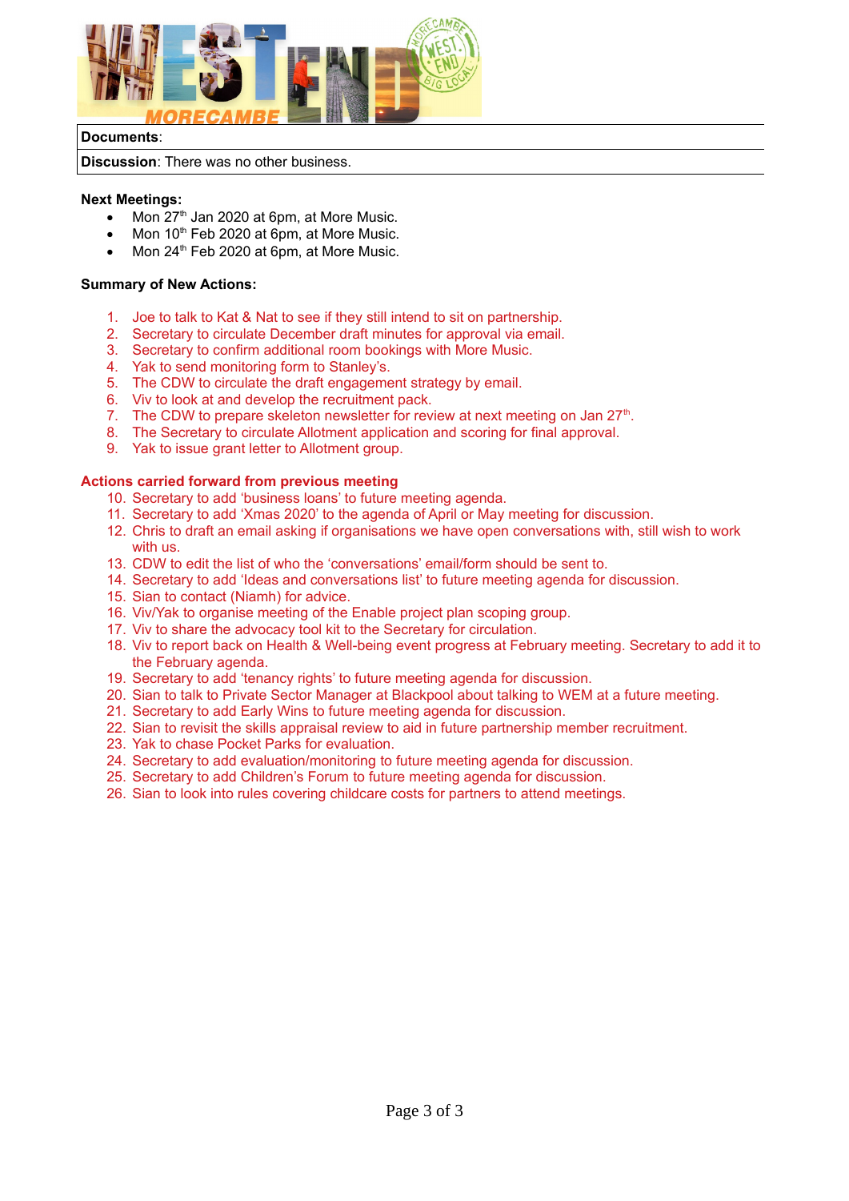**Documents**:

**Discussion**: There was no other business.

**Next Meetings:**

- Mon 27th Jan 2020 at 6pm, at More Music.
- Mon 10th Feb 2020 at 6pm, at More Music.
- Mon 24th Feb 2020 at 6pm, at More Music.

**Summary of New Actions:**

1. Joe to talk to Kat & Nat to see if they still intend to sit on partnership.
2. Secretary to circulate December draft minutes for approval via email.
3. Secretary to confirm additional room bookings with More Music.
4. Yak to send monitoring form to Stanley's.
5. The CDW to circulate the draft engagement strategy by email.
6. Viv to look at and develop the recruitment pack.
7. The CDW to prepare skeleton newsletter for review at next meeting on Jan 27th.
8. The Secretary to circulate Allotment application and scoring for final approval.
9. Yak to issue grant letter to Allotment group.

**Actions carried forward from previous meeting**

10. Secretary to add 'business loans' to future meeting agenda.
11. Secretary to add 'Xmas 2020' to the agenda of April or May meeting for discussion.
12. Chris to draft an email asking if organisations we have open conversations with, still wish to work with us.
13. CDW to edit the list of who the 'conversations' email/form should be sent to.
14. Secretary to add 'Ideas and conversations list' to future meeting agenda for discussion.
15. Sian to contact (Niamh) for advice.
16. Viv/Yak to organise meeting of the Enable project plan scoping group.
17. Viv to share the advocacy tool kit to the Secretary for circulation.
18. Viv to report back on Health & Well-being event progress at February meeting. Secretary to add it to the February agenda.
19. Secretary to add 'tenancy rights' to future meeting agenda for discussion.
20. Sian to talk to Private Sector Manager at Blackpool about talking to WEM at a future meeting.
21. Secretary to add Early Wins to future meeting agenda for discussion.
22. Sian to revisit the skills appraisal review to aid in future partnership member recruitment.
23. Yak to chase Pocket Parks for evaluation.
24. Secretary to add evaluation/monitoring to future meeting agenda for discussion.
25. Secretary to add Children's Forum to future meeting agenda for discussion.
26. Sian to look into rules covering childcare costs for partners to attend meetings.